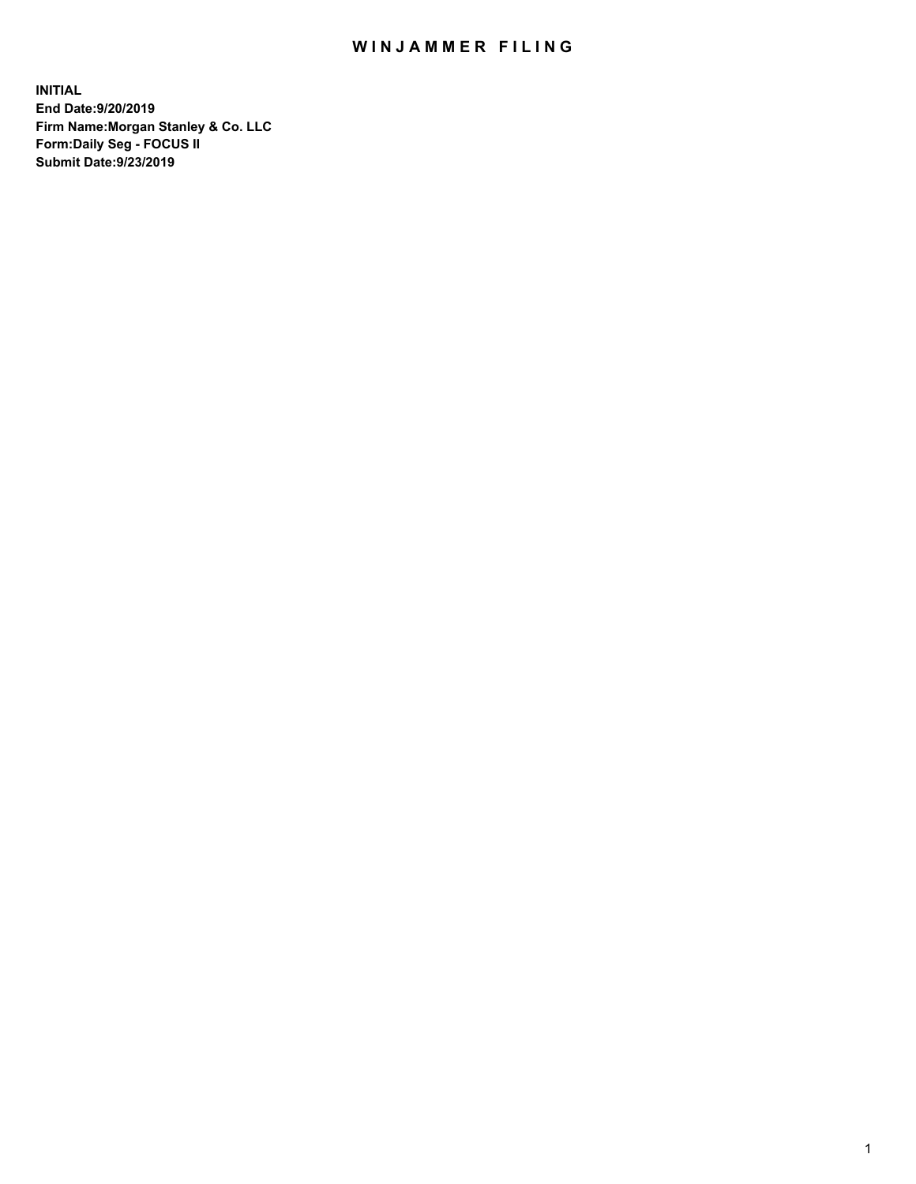# WINJAMMER FILING

**INITIAL**
**End Date:9/20/2019**
**Firm Name:Morgan Stanley & Co. LLC**
**Form:Daily Seg - FOCUS II**
**Submit Date:9/23/2019**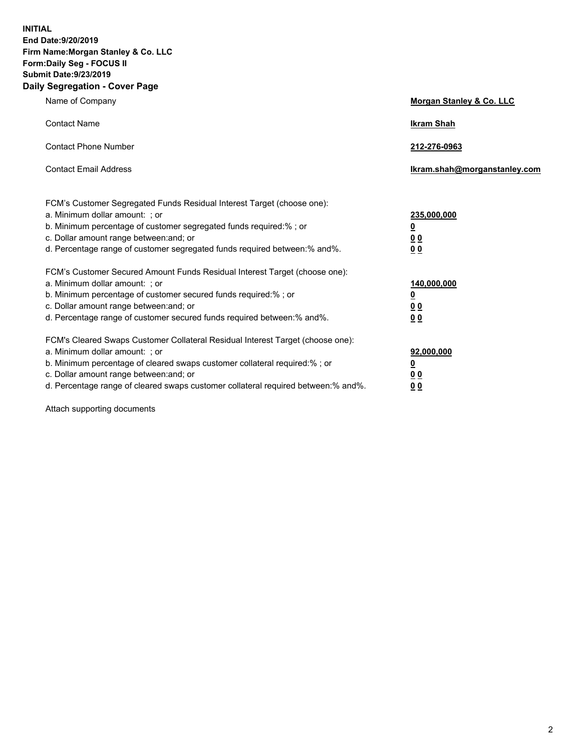**INITIAL**
**End Date:9/20/2019**
**Firm Name:Morgan Stanley & Co. LLC**
**Form:Daily Seg - FOCUS II**
**Submit Date:9/23/2019**

## Daily Segregation - Cover Page

| | |
|---|---|
| Name of Company | **Morgan Stanley & Co. LLC** |
| Contact Name | **Ikram Shah** |
| Contact Phone Number | **212-276-0963** |
| Contact Email Address | **Ikram.shah@morganstanley.com** |

| | |
|---|---|
| FCM's Customer Segregated Funds Residual Interest Target (choose one): | |
| a. Minimum dollar amount: ; or | **235,000,000** |
| b. Minimum percentage of customer segregated funds required:% ; or | **0** |
| c. Dollar amount range between:and; or | **0 0** |
| d. Percentage range of customer segregated funds required between:% and%. | **0 0** |
| FCM's Customer Secured Amount Funds Residual Interest Target (choose one): | |
| a. Minimum dollar amount: ; or | **140,000,000** |
| b. Minimum percentage of customer secured funds required:% ; or | **0** |
| c. Dollar amount range between:and; or | **0 0** |
| d. Percentage range of customer secured funds required between:% and%. | **0 0** |
| FCM's Cleared Swaps Customer Collateral Residual Interest Target (choose one): | |
| a. Minimum dollar amount: ; or | **92,000,000** |
| b. Minimum percentage of cleared swaps customer collateral required:% ; or | **0** |
| c. Dollar amount range between:and; or | **0 0** |
| d. Percentage range of cleared swaps customer collateral required between:% and%. | **0 0** |

Attach supporting documents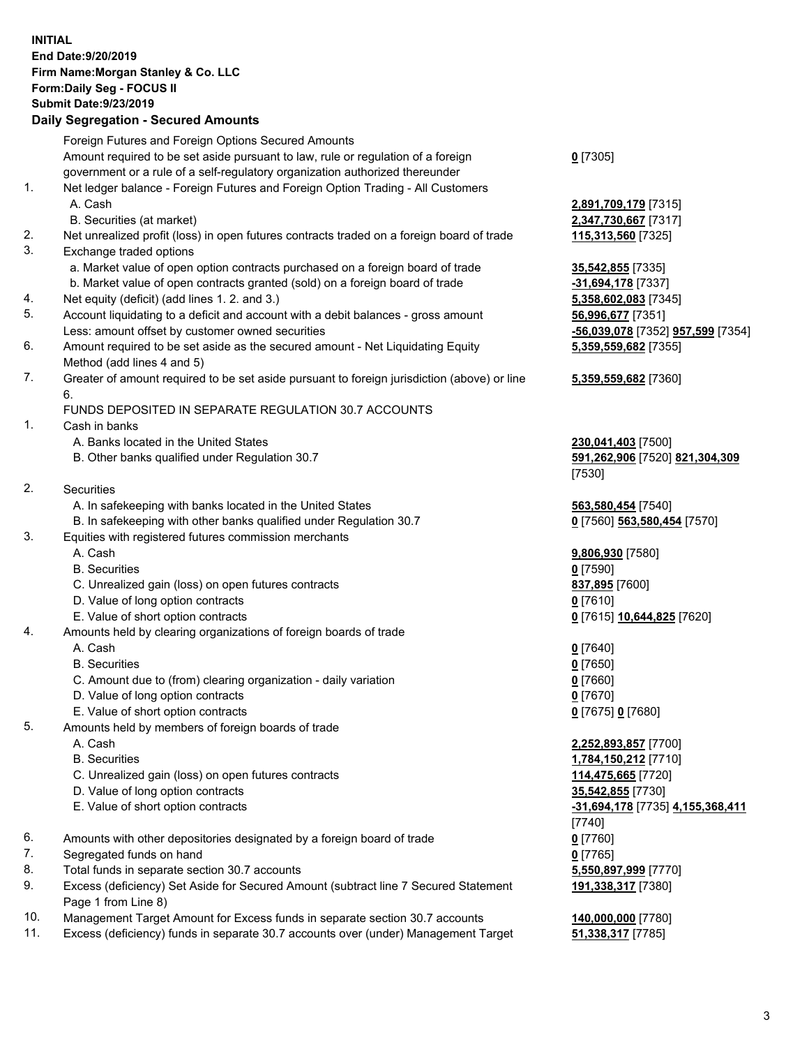**INITIAL**
**End Date:9/20/2019**
**Firm Name:Morgan Stanley & Co. LLC**
**Form:Daily Seg - FOCUS II**
**Submit Date:9/23/2019**
**Daily Segregation - Secured Amounts**

| | | |
|---|---|---|
| | Foreign Futures and Foreign Options Secured Amounts | |
| | Amount required to be set aside pursuant to law, rule or regulation of a foreign government or a rule of a self-regulatory organization authorized thereunder | **0** [7305] |
| 1. | Net ledger balance - Foreign Futures and Foreign Option Trading - All Customers | |
| | A. Cash | **2,891,709,179** [7315] |
| | B. Securities (at market) | **2,347,730,667** [7317] |
| 2. | Net unrealized profit (loss) in open futures contracts traded on a foreign board of trade | **115,313,560** [7325] |
| 3. | Exchange traded options | |
| | a. Market value of open option contracts purchased on a foreign board of trade | **35,542,855** [7335] |
| | b. Market value of open contracts granted (sold) on a foreign board of trade | **-31,694,178** [7337] |
| 4. | Net equity (deficit) (add lines 1. 2. and 3.) | **5,358,602,083** [7345] |
| 5. | Account liquidating to a deficit and account with a debit balances - gross amount | **56,996,677** [7351] |
| | Less: amount offset by customer owned securities | **-56,039,078** [7352] **957,599** [7354] |
| 6. | Amount required to be set aside as the secured amount - Net Liquidating Equity Method (add lines 4 and 5) | **5,359,559,682** [7355] |
| 7. | Greater of amount required to be set aside pursuant to foreign jurisdiction (above) or line 6. | **5,359,559,682** [7360] |
| | FUNDS DEPOSITED IN SEPARATE REGULATION 30.7 ACCOUNTS | |
| 1. | Cash in banks | |
| | A. Banks located in the United States | **230,041,403** [7500] |
| | B. Other banks qualified under Regulation 30.7 | **591,262,906** [7520] **821,304,309** [7530] |
| 2. | Securities | |
| | A. In safekeeping with banks located in the United States | **563,580,454** [7540] |
| | B. In safekeeping with other banks qualified under Regulation 30.7 | **0** [7560] **563,580,454** [7570] |
| 3. | Equities with registered futures commission merchants | |
| | A. Cash | **9,806,930** [7580] |
| | B. Securities | **0** [7590] |
| | C. Unrealized gain (loss) on open futures contracts | **837,895** [7600] |
| | D. Value of long option contracts | **0** [7610] |
| | E. Value of short option contracts | **0** [7615] **10,644,825** [7620] |
| 4. | Amounts held by clearing organizations of foreign boards of trade | |
| | A. Cash | **0** [7640] |
| | B. Securities | **0** [7650] |
| | C. Amount due to (from) clearing organization - daily variation | **0** [7660] |
| | D. Value of long option contracts | **0** [7670] |
| | E. Value of short option contracts | **0** [7675] **0** [7680] |
| 5. | Amounts held by members of foreign boards of trade | |
| | A. Cash | **2,252,893,857** [7700] |
| | B. Securities | **1,784,150,212** [7710] |
| | C. Unrealized gain (loss) on open futures contracts | **114,475,665** [7720] |
| | D. Value of long option contracts | **35,542,855** [7730] |
| | E. Value of short option contracts | **-31,694,178** [7735] **4,155,368,411** [7740] |
| 6. | Amounts with other depositories designated by a foreign board of trade | **0** [7760] |
| 7. | Segregated funds on hand | **0** [7765] |
| 8. | Total funds in separate section 30.7 accounts | **5,550,897,999** [7770] |
| 9. | Excess (deficiency) Set Aside for Secured Amount (subtract line 7 Secured Statement Page 1 from Line 8) | **191,338,317** [7380] |
| 10. | Management Target Amount for Excess funds in separate section 30.7 accounts | **140,000,000** [7780] |
| 11. | Excess (deficiency) funds in separate 30.7 accounts over (under) Management Target | **51,338,317** [7785] |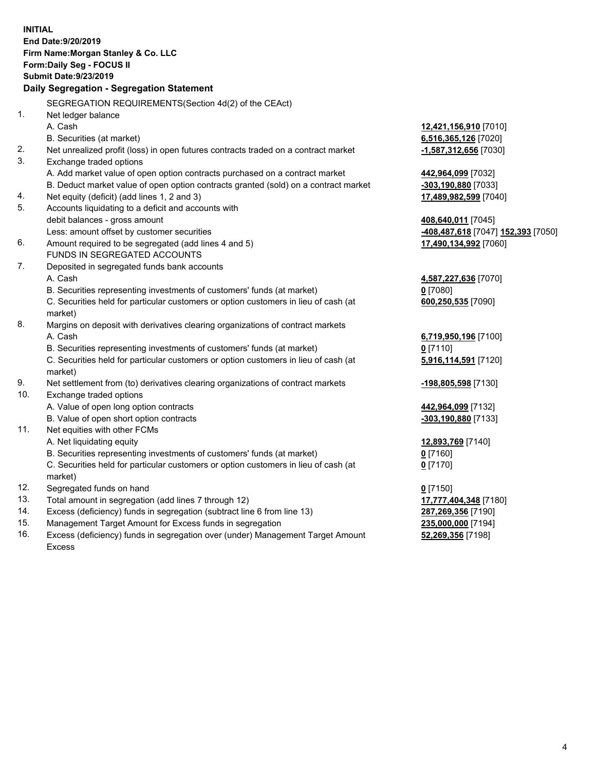**INITIAL**
**End Date:9/20/2019**
**Firm Name:Morgan Stanley & Co. LLC**
**Form:Daily Seg - FOCUS II**
**Submit Date:9/23/2019**

## Daily Segregation - Segregation Statement

SEGREGATION REQUIREMENTS(Section 4d(2) of the CEAct)

| | | |
|---|---|---|
| 1. | Net ledger balance | |
| | A. Cash | **12,421,156,910** [7010] |
| | B. Securities (at market) | **6,516,365,126** [7020] |
| 2. | Net unrealized profit (loss) in open futures contracts traded on a contract market | **-1,587,312,656** [7030] |
| 3. | Exchange traded options | |
| | A. Add market value of open option contracts purchased on a contract market | **442,964,099** [7032] |
| | B. Deduct market value of open option contracts granted (sold) on a contract market | **-303,190,880** [7033] |
| 4. | Net equity (deficit) (add lines 1, 2 and 3) | **17,489,982,599** [7040] |
| 5. | Accounts liquidating to a deficit and accounts with debit balances - gross amount | **408,640,011** [7045] |
| | Less: amount offset by customer securities | **-408,487,618** [7047] **152,393** [7050] |
| 6. | Amount required to be segregated (add lines 4 and 5) | **17,490,134,992** [7060] |
| | FUNDS IN SEGREGATED ACCOUNTS | |
| 7. | Deposited in segregated funds bank accounts | |
| | A. Cash | **4,587,227,636** [7070] |
| | B. Securities representing investments of customers' funds (at market) | **0** [7080] |
| | C. Securities held for particular customers or option customers in lieu of cash (at market) | **600,250,535** [7090] |
| 8. | Margins on deposit with derivatives clearing organizations of contract markets | |
| | A. Cash | **6,719,950,196** [7100] |
| | B. Securities representing investments of customers' funds (at market) | **0** [7110] |
| | C. Securities held for particular customers or option customers in lieu of cash (at market) | **5,916,114,591** [7120] |
| 9. | Net settlement from (to) derivatives clearing organizations of contract markets | **-198,805,598** [7130] |
| 10. | Exchange traded options | |
| | A. Value of open long option contracts | **442,964,099** [7132] |
| | B. Value of open short option contracts | **-303,190,880** [7133] |
| 11. | Net equities with other FCMs | |
| | A. Net liquidating equity | **12,893,769** [7140] |
| | B. Securities representing investments of customers' funds (at market) | **0** [7160] |
| | C. Securities held for particular customers or option customers in lieu of cash (at market) | **0** [7170] |
| 12. | Segregated funds on hand | **0** [7150] |
| 13. | Total amount in segregation (add lines 7 through 12) | **17,777,404,348** [7180] |
| 14. | Excess (deficiency) funds in segregation (subtract line 6 from line 13) | **287,269,356** [7190] |
| 15. | Management Target Amount for Excess funds in segregation | **235,000,000** [7194] |
| 16. | Excess (deficiency) funds in segregation over (under) Management Target Amount Excess | **52,269,356** [7198] |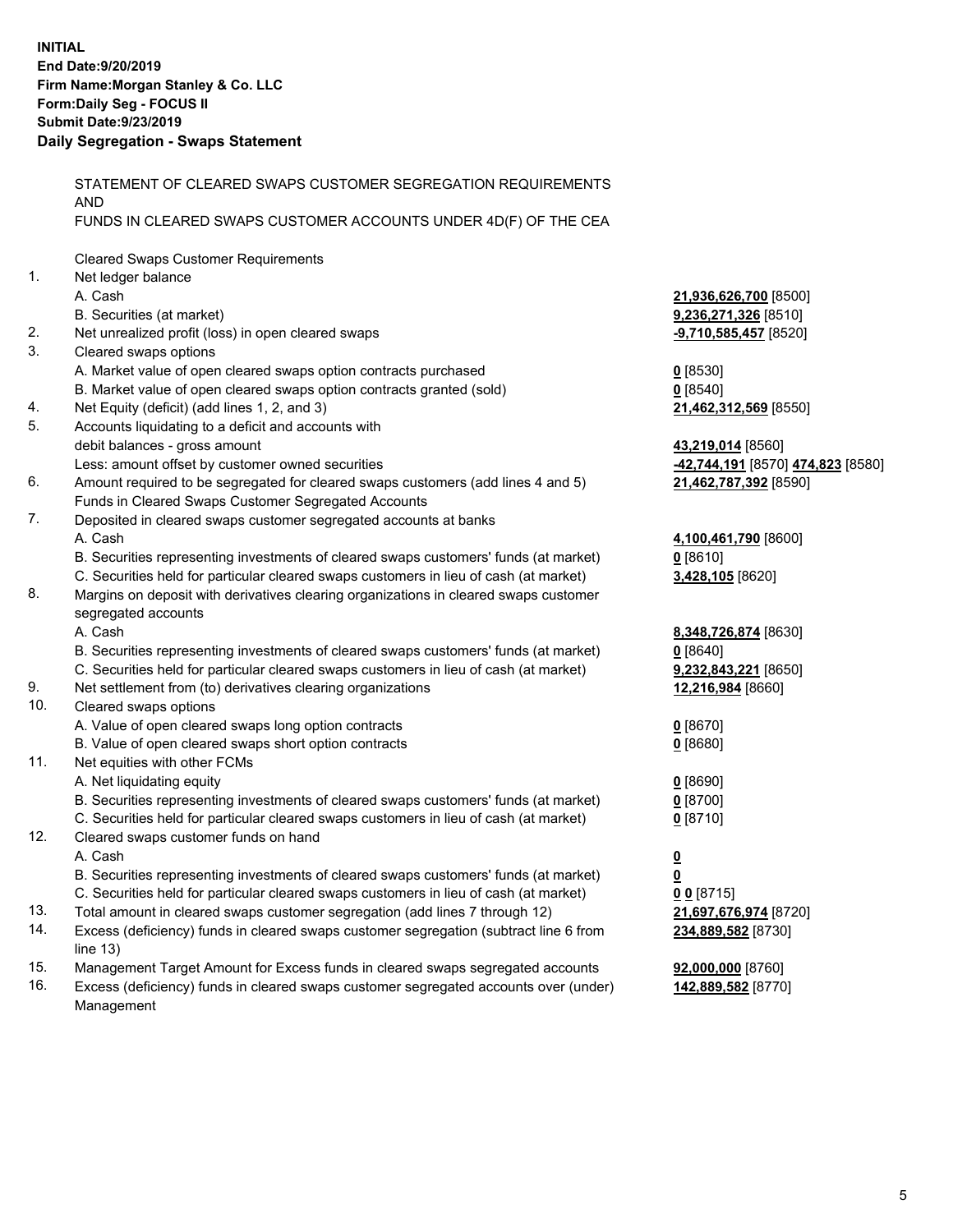**INITIAL**
**End Date:9/20/2019**
**Firm Name:Morgan Stanley & Co. LLC**
**Form:Daily Seg - FOCUS II**
**Submit Date:9/23/2019**
**Daily Segregation - Swaps Statement**

STATEMENT OF CLEARED SWAPS CUSTOMER SEGREGATION REQUIREMENTS AND FUNDS IN CLEARED SWAPS CUSTOMER ACCOUNTS UNDER 4D(F) OF THE CEA

| | | |
|---|---|---|
| | Cleared Swaps Customer Requirements | |
| 1. | Net ledger balance | |
| | A. Cash | **21,936,626,700** [8500] |
| | B. Securities (at market) | **9,236,271,326** [8510] |
| 2. | Net unrealized profit (loss) in open cleared swaps | **-9,710,585,457** [8520] |
| 3. | Cleared swaps options | |
| | A. Market value of open cleared swaps option contracts purchased | **0** [8530] |
| | B. Market value of open cleared swaps option contracts granted (sold) | **0** [8540] |
| 4. | Net Equity (deficit) (add lines 1, 2, and 3) | **21,462,312,569** [8550] |
| 5. | Accounts liquidating to a deficit and accounts with debit balances - gross amount | **43,219,014** [8560] |
| | Less: amount offset by customer owned securities | **-42,744,191** [8570] **474,823** [8580] |
| 6. | Amount required to be segregated for cleared swaps customers (add lines 4 and 5) | **21,462,787,392** [8590] |
| | Funds in Cleared Swaps Customer Segregated Accounts | |
| 7. | Deposited in cleared swaps customer segregated accounts at banks | |
| | A. Cash | **4,100,461,790** [8600] |
| | B. Securities representing investments of cleared swaps customers' funds (at market) | **0** [8610] |
| | C. Securities held for particular cleared swaps customers in lieu of cash (at market) | **3,428,105** [8620] |
| 8. | Margins on deposit with derivatives clearing organizations in cleared swaps customer segregated accounts | |
| | A. Cash | **8,348,726,874** [8630] |
| | B. Securities representing investments of cleared swaps customers' funds (at market) | **0** [8640] |
| | C. Securities held for particular cleared swaps customers in lieu of cash (at market) | **9,232,843,221** [8650] |
| 9. | Net settlement from (to) derivatives clearing organizations | **12,216,984** [8660] |
| 10. | Cleared swaps options | |
| | A. Value of open cleared swaps long option contracts | **0** [8670] |
| | B. Value of open cleared swaps short option contracts | **0** [8680] |
| 11. | Net equities with other FCMs | |
| | A. Net liquidating equity | **0** [8690] |
| | B. Securities representing investments of cleared swaps customers' funds (at market) | **0** [8700] |
| | C. Securities held for particular cleared swaps customers in lieu of cash (at market) | **0** [8710] |
| 12. | Cleared swaps customer funds on hand | |
| | A. Cash | **0** |
| | B. Securities representing investments of cleared swaps customers' funds (at market) | **0** |
| | C. Securities held for particular cleared swaps customers in lieu of cash (at market) | **0** **0** [8715] |
| 13. | Total amount in cleared swaps customer segregation (add lines 7 through 12) | **21,697,676,974** [8720] |
| 14. | Excess (deficiency) funds in cleared swaps customer segregation (subtract line 6 from line 13) | **234,889,582** [8730] |
| 15. | Management Target Amount for Excess funds in cleared swaps segregated accounts | **92,000,000** [8760] |
| 16. | Excess (deficiency) funds in cleared swaps customer segregated accounts over (under) Management | **142,889,582** [8770] |